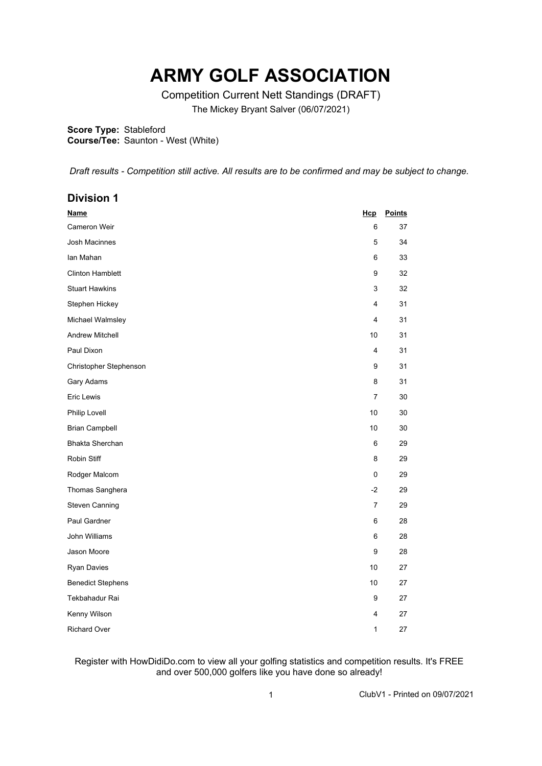# ARMY GOLF ASSOCIATION

Competition Current Nett Standings (DRAFT)

The Mickey Bryant Salver (06/07/2021)

**Score Type:** Stableford
**Course/Tee:** Saunton - West (White)

*Draft results - Competition still active. All results are to be confirmed and may be subject to change.*

## Division 1

| Name | Hcp | Points |
|---|---|---|
| Cameron Weir | 6 | 37 |
| Josh Macinnes | 5 | 34 |
| Ian Mahan | 6 | 33 |
| Clinton Hamblett | 9 | 32 |
| Stuart Hawkins | 3 | 32 |
| Stephen Hickey | 4 | 31 |
| Michael Walmsley | 4 | 31 |
| Andrew Mitchell | 10 | 31 |
| Paul Dixon | 4 | 31 |
| Christopher Stephenson | 9 | 31 |
| Gary Adams | 8 | 31 |
| Eric Lewis | 7 | 30 |
| Philip Lovell | 10 | 30 |
| Brian Campbell | 10 | 30 |
| Bhakta Sherchan | 6 | 29 |
| Robin Stiff | 8 | 29 |
| Rodger Malcom | 0 | 29 |
| Thomas Sanghera | -2 | 29 |
| Steven Canning | 7 | 29 |
| Paul Gardner | 6 | 28 |
| John Williams | 6 | 28 |
| Jason Moore | 9 | 28 |
| Ryan Davies | 10 | 27 |
| Benedict Stephens | 10 | 27 |
| Tekbahadur Rai | 9 | 27 |
| Kenny Wilson | 4 | 27 |
| Richard Over | 1 | 27 |

Register with HowDidiDo.com to view all your golfing statistics and competition results. It's FREE and over 500,000 golfers like you have done so already!

ClubV1 - Printed on 09/07/2021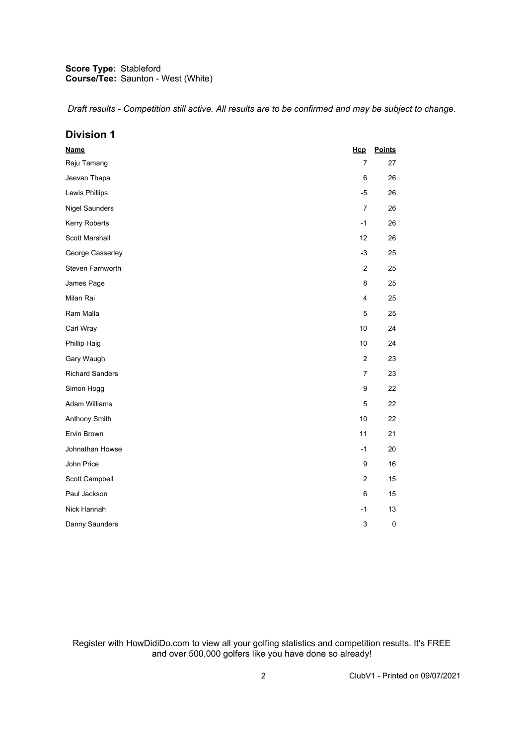**Score Type:** Stableford
**Course/Tee:** Saunton - West (White)

*Draft results - Competition still active. All results are to be confirmed and may be subject to change.*

## Division 1

| Name | Hcp | Points |
|---|---|---|
| Raju Tamang | 7 | 27 |
| Jeevan Thapa | 6 | 26 |
| Lewis Phillips | -5 | 26 |
| Nigel Saunders | 7 | 26 |
| Kerry Roberts | -1 | 26 |
| Scott Marshall | 12 | 26 |
| George Casserley | -3 | 25 |
| Steven Farnworth | 2 | 25 |
| James Page | 8 | 25 |
| Milan Rai | 4 | 25 |
| Ram Malla | 5 | 25 |
| Carl Wray | 10 | 24 |
| Phillip Haig | 10 | 24 |
| Gary Waugh | 2 | 23 |
| Richard Sanders | 7 | 23 |
| Simon Hogg | 9 | 22 |
| Adam Williams | 5 | 22 |
| Anthony Smith | 10 | 22 |
| Ervin Brown | 11 | 21 |
| Johnathan Howse | -1 | 20 |
| John Price | 9 | 16 |
| Scott Campbell | 2 | 15 |
| Paul Jackson | 6 | 15 |
| Nick Hannah | -1 | 13 |
| Danny Saunders | 3 | 0 |

Register with HowDidiDo.com to view all your golfing statistics and competition results. It's FREE and over 500,000 golfers like you have done so already!

ClubV1 - Printed on 09/07/2021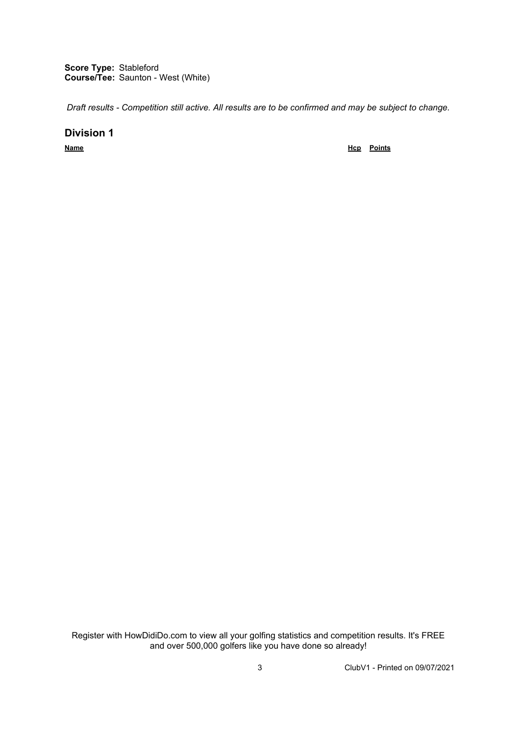**Score Type:** Stableford
**Course/Tee:** Saunton - West (White)

*Draft results - Competition still active. All results are to be confirmed and may be subject to change.*

## Division 1

| Name | Hcp | Points |
| --- | --- | --- |

Register with HowDidiDo.com to view all your golfing statistics and competition results. It's FREE and over 500,000 golfers like you have done so already!

ClubV1 - Printed on 09/07/2021